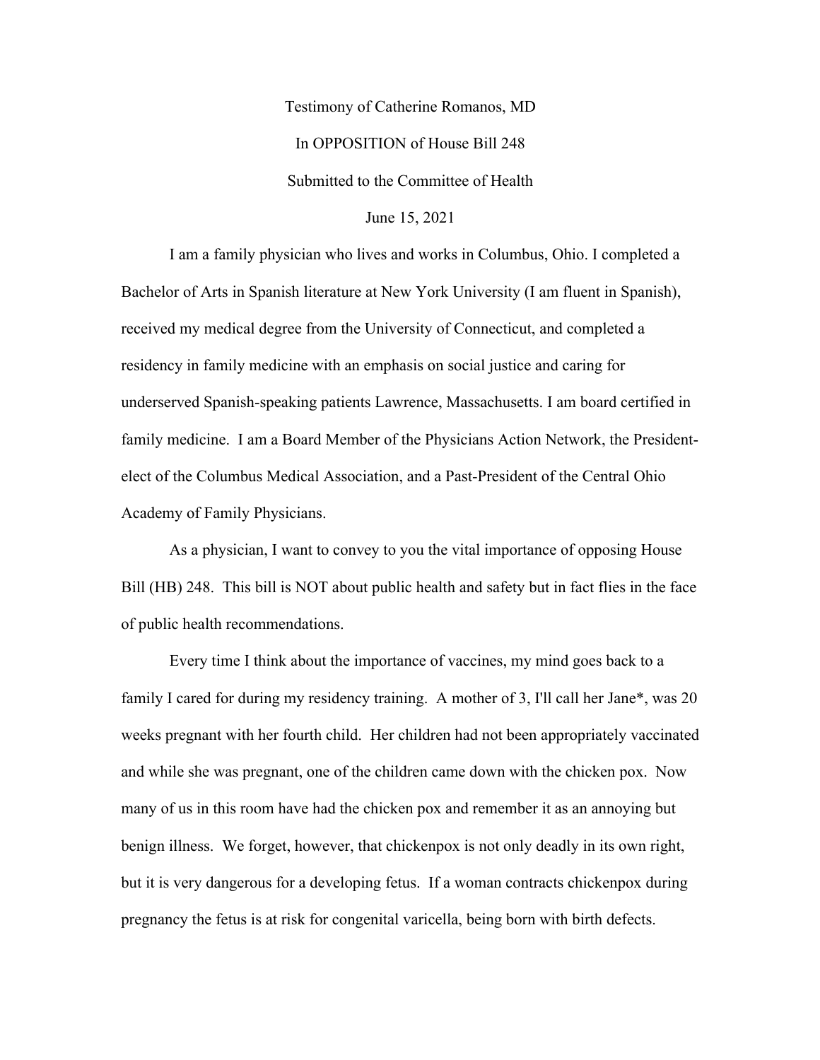Testimony of Catherine Romanos, MD

In OPPOSITION of House Bill 248

Submitted to the Committee of Health

June 15, 2021

I am a family physician who lives and works in Columbus, Ohio. I completed a Bachelor of Arts in Spanish literature at New York University (I am fluent in Spanish), received my medical degree from the University of Connecticut, and completed a residency in family medicine with an emphasis on social justice and caring for underserved Spanish-speaking patients Lawrence, Massachusetts. I am board certified in family medicine. I am a Board Member of the Physicians Action Network, the President-elect of the Columbus Medical Association, and a Past-President of the Central Ohio Academy of Family Physicians.

As a physician, I want to convey to you the vital importance of opposing House Bill (HB) 248. This bill is NOT about public health and safety but in fact flies in the face of public health recommendations.

Every time I think about the importance of vaccines, my mind goes back to a family I cared for during my residency training. A mother of 3, I'll call her Jane*, was 20 weeks pregnant with her fourth child. Her children had not been appropriately vaccinated and while she was pregnant, one of the children came down with the chicken pox. Now many of us in this room have had the chicken pox and remember it as an annoying but benign illness. We forget, however, that chickenpox is not only deadly in its own right, but it is very dangerous for a developing fetus. If a woman contracts chickenpox during pregnancy the fetus is at risk for congenital varicella, being born with birth defects.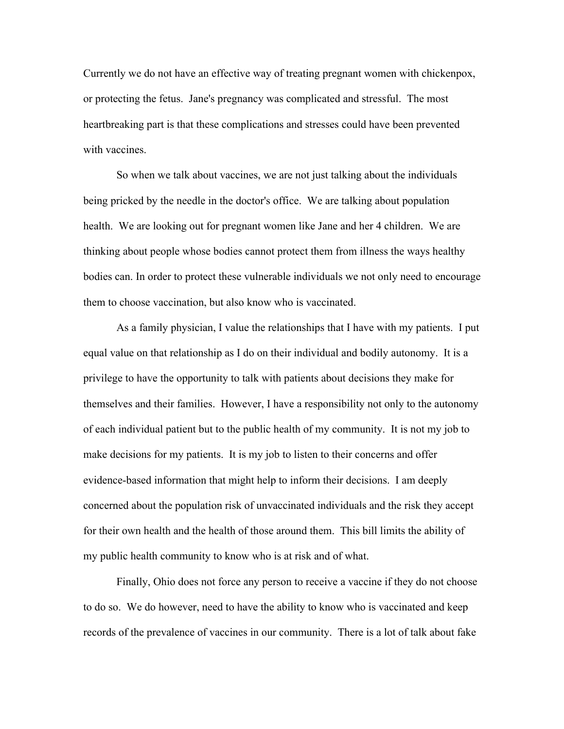Currently we do not have an effective way of treating pregnant women with chickenpox, or protecting the fetus. Jane's pregnancy was complicated and stressful. The most heartbreaking part is that these complications and stresses could have been prevented with vaccines.

So when we talk about vaccines, we are not just talking about the individuals being pricked by the needle in the doctor's office. We are talking about population health. We are looking out for pregnant women like Jane and her 4 children. We are thinking about people whose bodies cannot protect them from illness the ways healthy bodies can. In order to protect these vulnerable individuals we not only need to encourage them to choose vaccination, but also know who is vaccinated.

As a family physician, I value the relationships that I have with my patients. I put equal value on that relationship as I do on their individual and bodily autonomy. It is a privilege to have the opportunity to talk with patients about decisions they make for themselves and their families. However, I have a responsibility not only to the autonomy of each individual patient but to the public health of my community. It is not my job to make decisions for my patients. It is my job to listen to their concerns and offer evidence-based information that might help to inform their decisions. I am deeply concerned about the population risk of unvaccinated individuals and the risk they accept for their own health and the health of those around them. This bill limits the ability of my public health community to know who is at risk and of what.

Finally, Ohio does not force any person to receive a vaccine if they do not choose to do so. We do however, need to have the ability to know who is vaccinated and keep records of the prevalence of vaccines in our community. There is a lot of talk about fake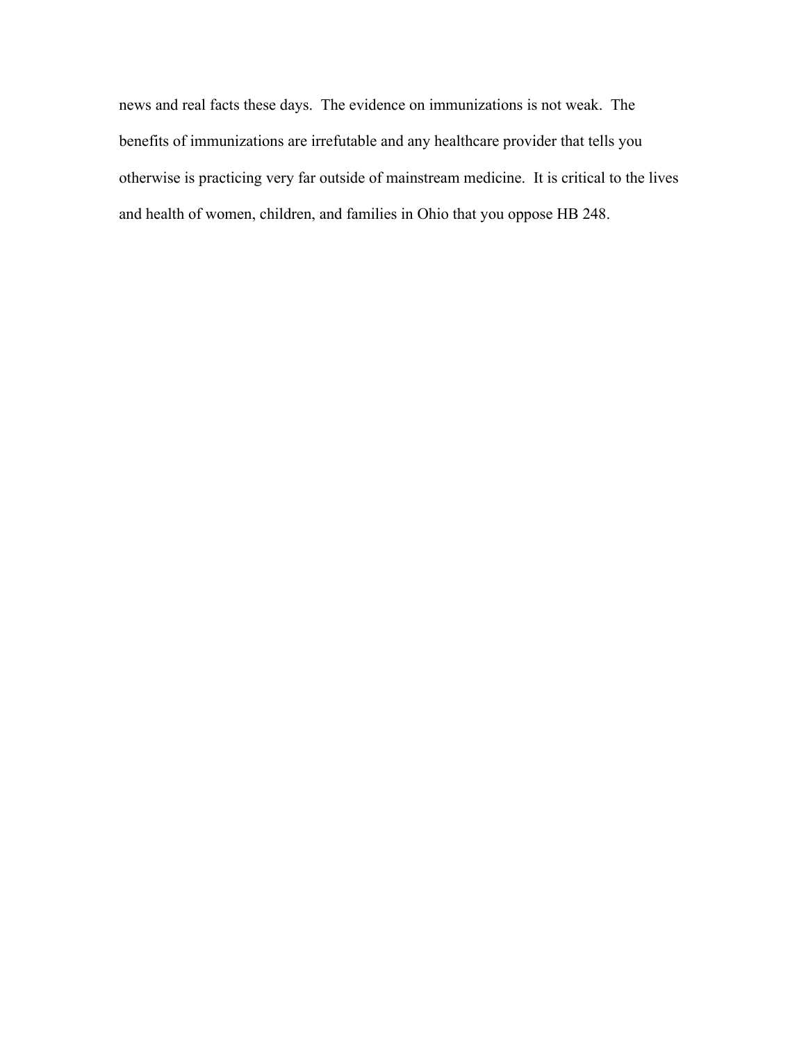news and real facts these days. The evidence on immunizations is not weak. The benefits of immunizations are irrefutable and any healthcare provider that tells you otherwise is practicing very far outside of mainstream medicine. It is critical to the lives and health of women, children, and families in Ohio that you oppose HB 248.